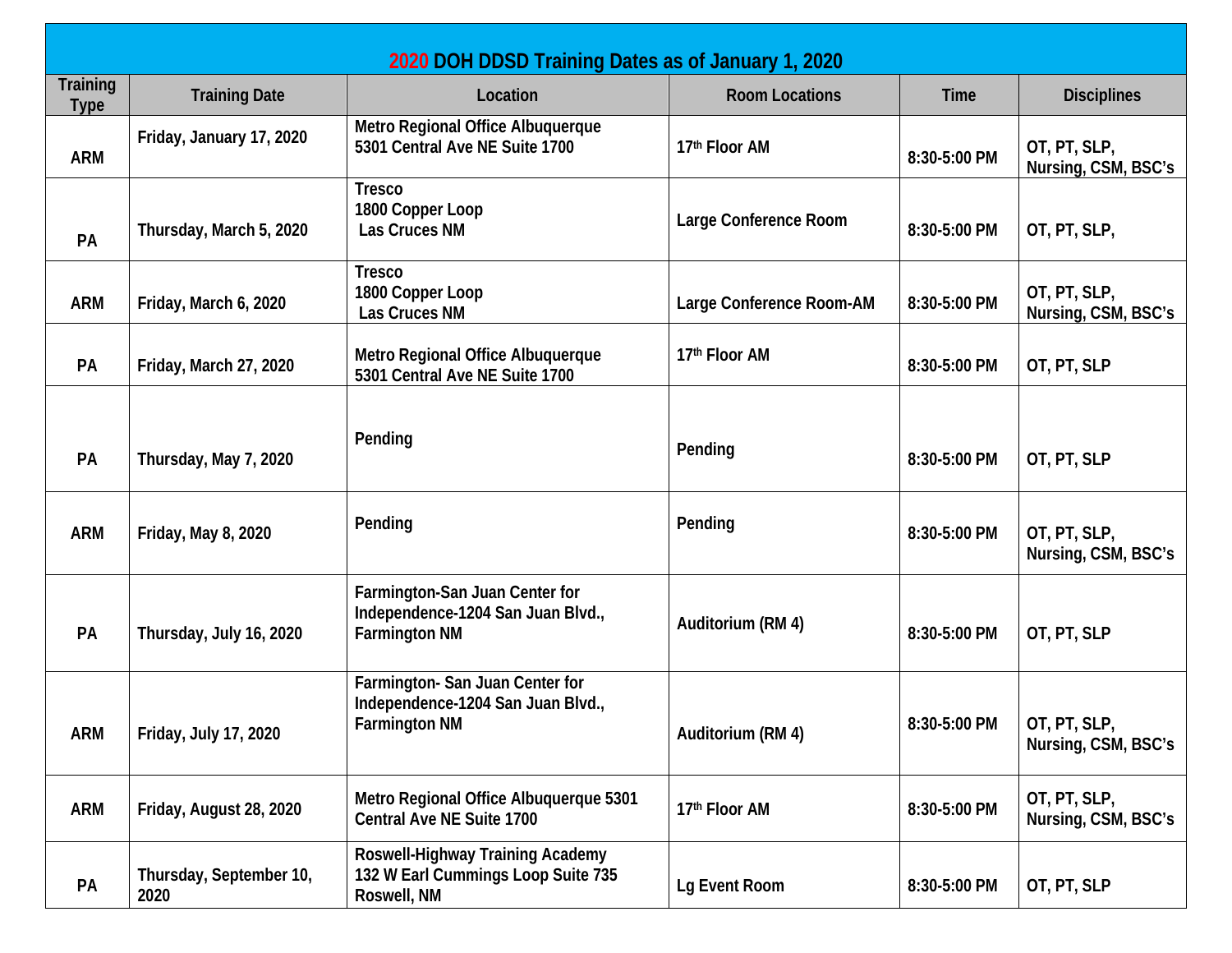# 2020 DOH DDSD Training Dates as of January 1, 2020

| Training Type | Training Date | Location | Room Locations | Time | Disciplines |
|---|---|---|---|---|---|
| ARM | Friday, January 17, 2020 | Metro Regional Office Albuquerque 5301 Central Ave NE Suite 1700 | 17th Floor AM | 8:30-5:00 PM | OT, PT, SLP, Nursing, CSM, BSC's |
| PA | Thursday, March 5, 2020 | Tresco 1800 Copper Loop Las Cruces NM | Large Conference Room | 8:30-5:00 PM | OT, PT, SLP, |
| ARM | Friday, March 6, 2020 | Tresco 1800 Copper Loop Las Cruces NM | Large Conference Room-AM | 8:30-5:00 PM | OT, PT, SLP, Nursing, CSM, BSC's |
| PA | Friday, March 27, 2020 | Metro Regional Office Albuquerque 5301 Central Ave NE Suite 1700 | 17th Floor AM | 8:30-5:00 PM | OT, PT, SLP |
| PA | Thursday, May 7, 2020 | Pending | Pending | 8:30-5:00 PM | OT, PT, SLP |
| ARM | Friday, May 8, 2020 | Pending | Pending | 8:30-5:00 PM | OT, PT, SLP, Nursing, CSM, BSC's |
| PA | Thursday, July 16, 2020 | Farmington-San Juan Center for Independence-1204 San Juan Blvd., Farmington NM | Auditorium (RM 4) | 8:30-5:00 PM | OT, PT, SLP |
| ARM | Friday, July 17, 2020 | Farmington- San Juan Center for Independence-1204 San Juan Blvd., Farmington NM | Auditorium (RM 4) | 8:30-5:00 PM | OT, PT, SLP, Nursing, CSM, BSC's |
| ARM | Friday, August 28, 2020 | Metro Regional Office Albuquerque 5301 Central Ave NE Suite 1700 | 17th Floor AM | 8:30-5:00 PM | OT, PT, SLP, Nursing, CSM, BSC's |
| PA | Thursday, September 10, 2020 | Roswell-Highway Training Academy 132 W Earl Cummings Loop Suite 735 Roswell, NM | Lg Event Room | 8:30-5:00 PM | OT, PT, SLP |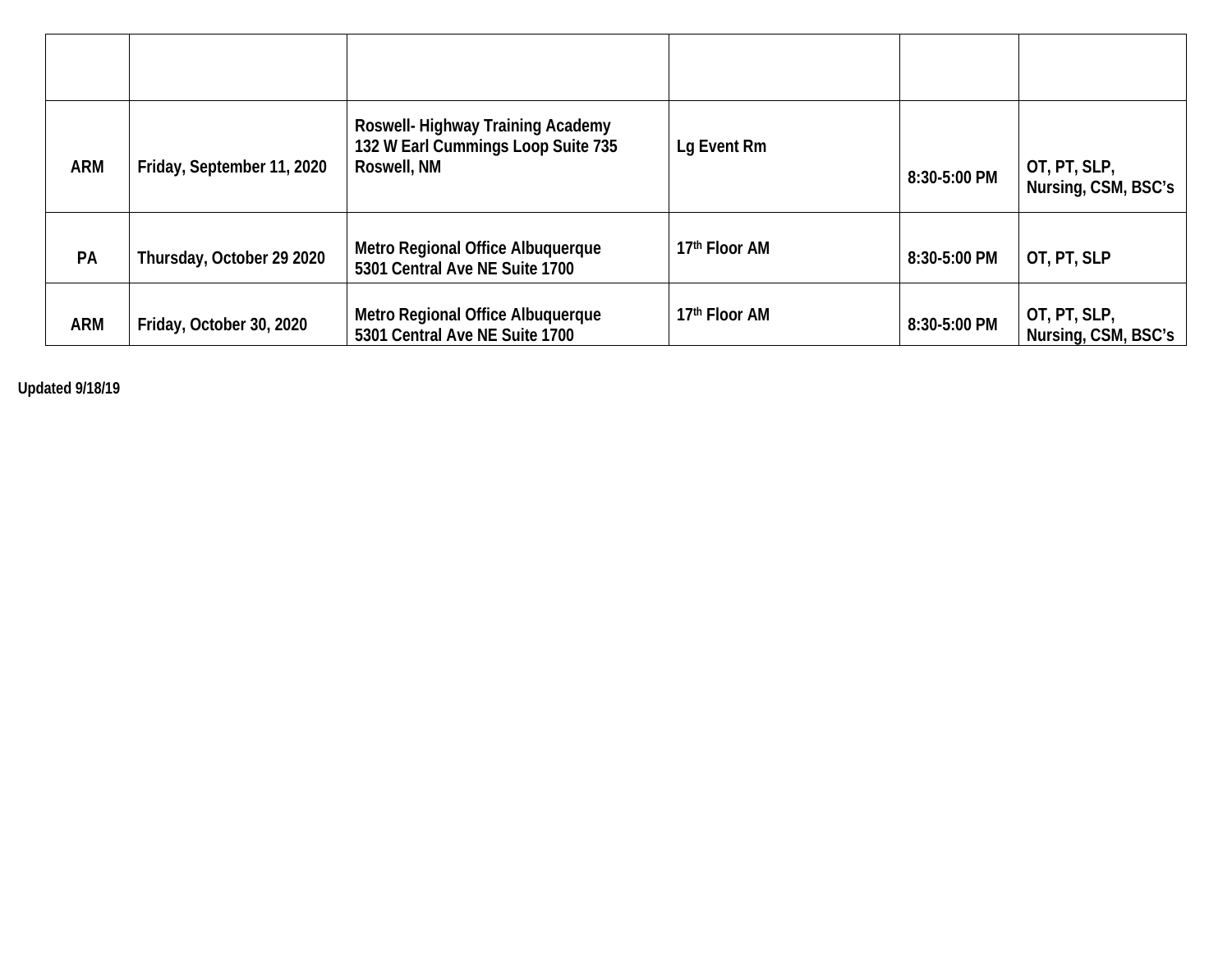| | | | | | |
|---|---|---|---|---|---|
| | | | | | |
| ARM | Friday, September 11, 2020 | Roswell- Highway Training Academy<br>132 W Earl Cummings Loop Suite 735<br>Roswell, NM | Lg Event Rm | 8:30-5:00 PM | OT, PT, SLP, Nursing, CSM, BSC's |
| PA | Thursday, October 29 2020 | Metro Regional Office Albuquerque<br>5301 Central Ave NE Suite 1700 | 17th Floor AM | 8:30-5:00 PM | OT, PT, SLP |
| ARM | Friday, October 30, 2020 | Metro Regional Office Albuquerque<br>5301 Central Ave NE Suite 1700 | 17th Floor AM | 8:30-5:00 PM | OT, PT, SLP, Nursing, CSM, BSC's |

**Updated 9/18/19**